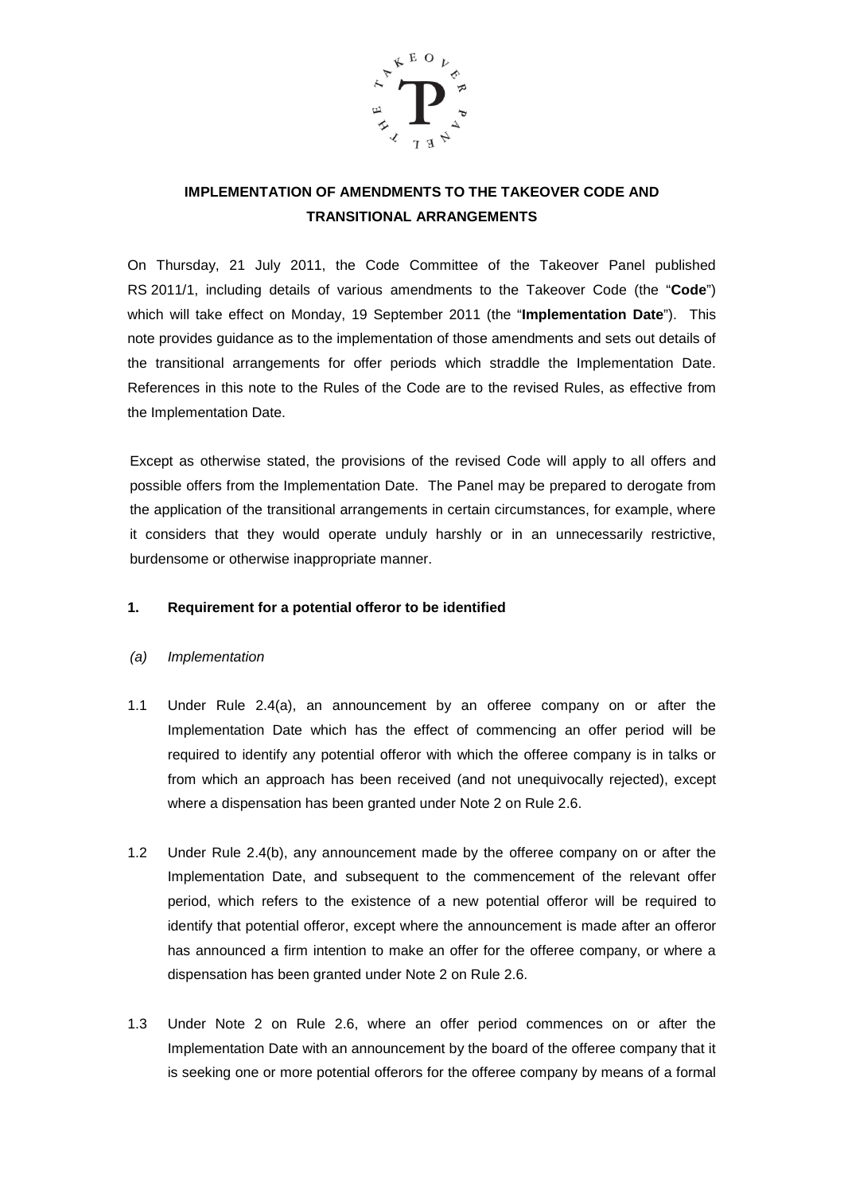# IMPLEMENTATION OF AMENDMENTS TO THE TAKEOVER CODE AND TRANSITIONAL ARRANGEMENTS

On Thursday, 21 July 2011, the Code Committee of the Takeover Panel published RS 2011/1, including details of various amendments to the Takeover Code (the "**Code**") which will take effect on Monday, 19 September 2011 (the "**Implementation Date**"). This note provides guidance as to the implementation of those amendments and sets out details of the transitional arrangements for offer periods which straddle the Implementation Date. References in this note to the Rules of the Code are to the revised Rules, as effective from the Implementation Date.

Except as otherwise stated, the provisions of the revised Code will apply to all offers and possible offers from the Implementation Date. The Panel may be prepared to derogate from the application of the transitional arrangements in certain circumstances, for example, where it considers that they would operate unduly harshly or in an unnecessarily restrictive, burdensome or otherwise inappropriate manner.

## 1. Requirement for a potential offeror to be identified

### *(a) Implementation*

1.1 Under Rule 2.4(a), an announcement by an offeree company on or after the Implementation Date which has the effect of commencing an offer period will be required to identify any potential offeror with which the offeree company is in talks or from which an approach has been received (and not unequivocally rejected), except where a dispensation has been granted under Note 2 on Rule 2.6.

1.2 Under Rule 2.4(b), any announcement made by the offeree company on or after the Implementation Date, and subsequent to the commencement of the relevant offer period, which refers to the existence of a new potential offeror will be required to identify that potential offeror, except where the announcement is made after an offeror has announced a firm intention to make an offer for the offeree company, or where a dispensation has been granted under Note 2 on Rule 2.6.

1.3 Under Note 2 on Rule 2.6, where an offer period commences on or after the Implementation Date with an announcement by the board of the offeree company that it is seeking one or more potential offerors for the offeree company by means of a formal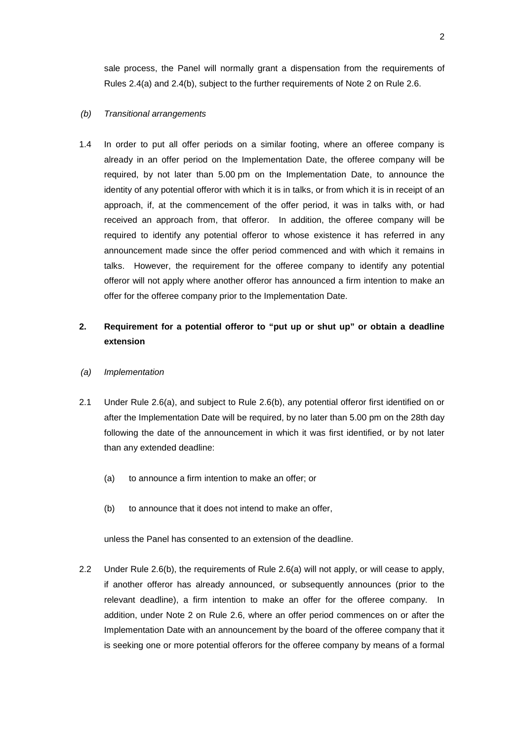sale process, the Panel will normally grant a dispensation from the requirements of Rules 2.4(a) and 2.4(b), subject to the further requirements of Note 2 on Rule 2.6.

*(b) Transitional arrangements*

1.4 In order to put all offer periods on a similar footing, where an offeree company is already in an offer period on the Implementation Date, the offeree company will be required, by not later than 5.00 pm on the Implementation Date, to announce the identity of any potential offeror with which it is in talks, or from which it is in receipt of an approach, if, at the commencement of the offer period, it was in talks with, or had received an approach from, that offeror. In addition, the offeree company will be required to identify any potential offeror to whose existence it has referred in any announcement made since the offer period commenced and with which it remains in talks. However, the requirement for the offeree company to identify any potential offeror will not apply where another offeror has announced a firm intention to make an offer for the offeree company prior to the Implementation Date.

## 2. Requirement for a potential offeror to "put up or shut up" or obtain a deadline extension

*(a) Implementation*

2.1 Under Rule 2.6(a), and subject to Rule 2.6(b), any potential offeror first identified on or after the Implementation Date will be required, by no later than 5.00 pm on the 28th day following the date of the announcement in which it was first identified, or by not later than any extended deadline:

(a) to announce a firm intention to make an offer; or

(b) to announce that it does not intend to make an offer,

unless the Panel has consented to an extension of the deadline.

2.2 Under Rule 2.6(b), the requirements of Rule 2.6(a) will not apply, or will cease to apply, if another offeror has already announced, or subsequently announces (prior to the relevant deadline), a firm intention to make an offer for the offeree company. In addition, under Note 2 on Rule 2.6, where an offer period commences on or after the Implementation Date with an announcement by the board of the offeree company that it is seeking one or more potential offerors for the offeree company by means of a formal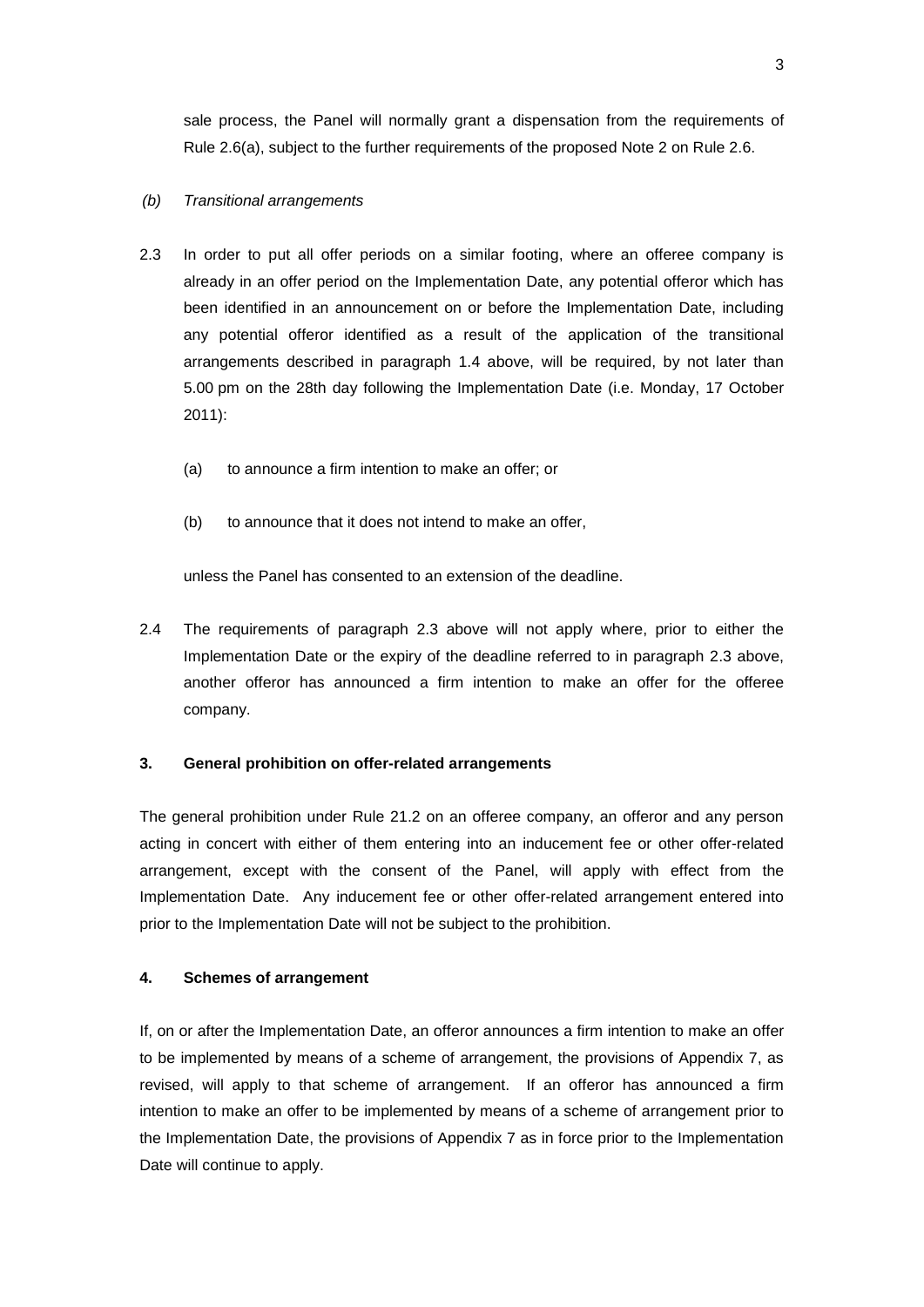sale process, the Panel will normally grant a dispensation from the requirements of Rule 2.6(a), subject to the further requirements of the proposed Note 2 on Rule 2.6.

*(b) Transitional arrangements*

2.3 In order to put all offer periods on a similar footing, where an offeree company is already in an offer period on the Implementation Date, any potential offeror which has been identified in an announcement on or before the Implementation Date, including any potential offeror identified as a result of the application of the transitional arrangements described in paragraph 1.4 above, will be required, by not later than 5.00 pm on the 28th day following the Implementation Date (i.e. Monday, 17 October 2011):

(a) to announce a firm intention to make an offer; or

(b) to announce that it does not intend to make an offer,

unless the Panel has consented to an extension of the deadline.

2.4 The requirements of paragraph 2.3 above will not apply where, prior to either the Implementation Date or the expiry of the deadline referred to in paragraph 2.3 above, another offeror has announced a firm intention to make an offer for the offeree company.

**3. General prohibition on offer-related arrangements**

The general prohibition under Rule 21.2 on an offeree company, an offeror and any person acting in concert with either of them entering into an inducement fee or other offer-related arrangement, except with the consent of the Panel, will apply with effect from the Implementation Date. Any inducement fee or other offer-related arrangement entered into prior to the Implementation Date will not be subject to the prohibition.

**4. Schemes of arrangement**

If, on or after the Implementation Date, an offeror announces a firm intention to make an offer to be implemented by means of a scheme of arrangement, the provisions of Appendix 7, as revised, will apply to that scheme of arrangement. If an offeror has announced a firm intention to make an offer to be implemented by means of a scheme of arrangement prior to the Implementation Date, the provisions of Appendix 7 as in force prior to the Implementation Date will continue to apply.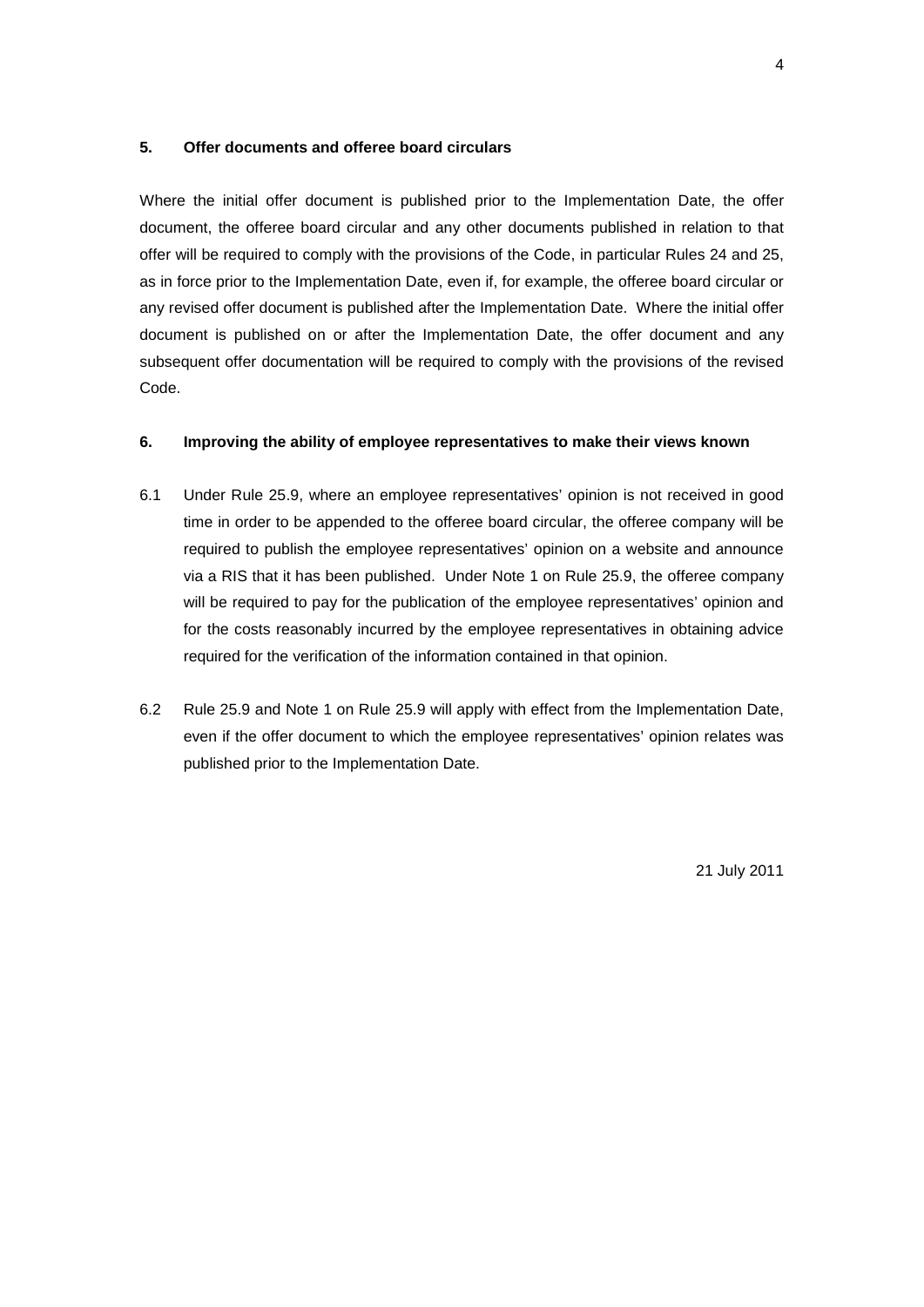## 5. Offer documents and offeree board circulars

Where the initial offer document is published prior to the Implementation Date, the offer document, the offeree board circular and any other documents published in relation to that offer will be required to comply with the provisions of the Code, in particular Rules 24 and 25, as in force prior to the Implementation Date, even if, for example, the offeree board circular or any revised offer document is published after the Implementation Date. Where the initial offer document is published on or after the Implementation Date, the offer document and any subsequent offer documentation will be required to comply with the provisions of the revised Code.

## 6. Improving the ability of employee representatives to make their views known

6.1 Under Rule 25.9, where an employee representatives' opinion is not received in good time in order to be appended to the offeree board circular, the offeree company will be required to publish the employee representatives' opinion on a website and announce via a RIS that it has been published. Under Note 1 on Rule 25.9, the offeree company will be required to pay for the publication of the employee representatives' opinion and for the costs reasonably incurred by the employee representatives in obtaining advice required for the verification of the information contained in that opinion.

6.2 Rule 25.9 and Note 1 on Rule 25.9 will apply with effect from the Implementation Date, even if the offer document to which the employee representatives' opinion relates was published prior to the Implementation Date.

21 July 2011